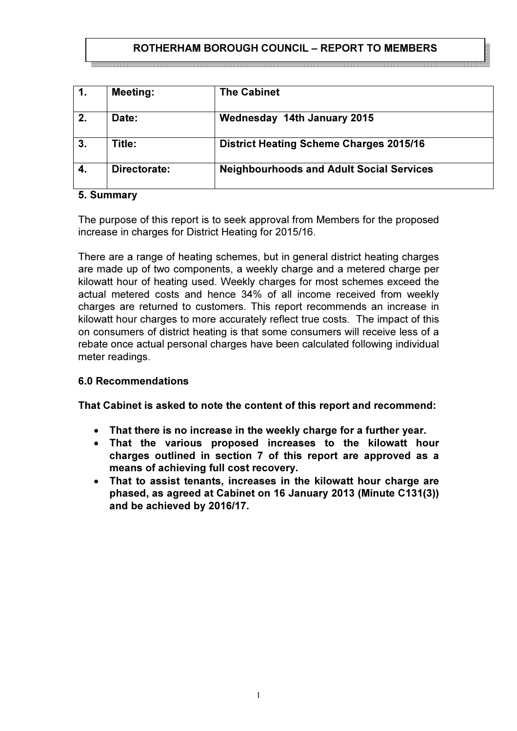# ROTHERHAM BOROUGH COUNCIL – REPORT TO MEMBERS

| 1. | Meeting: | The Cabinet |
|---|---|---|
| 2. | Date: | Wednesday 14th January 2015 |
| 3. | Title: | District Heating Scheme Charges 2015/16 |
| 4. | Directorate: | Neighbourhoods and Adult Social Services |

**5. Summary**

The purpose of this report is to seek approval from Members for the proposed increase in charges for District Heating for 2015/16.

There are a range of heating schemes, but in general district heating charges are made up of two components, a weekly charge and a metered charge per kilowatt hour of heating used. Weekly charges for most schemes exceed the actual metered costs and hence 34% of all income received from weekly charges are returned to customers. This report recommends an increase in kilowatt hour charges to more accurately reflect true costs. The impact of this on consumers of district heating is that some consumers will receive less of a rebate once actual personal charges have been calculated following individual meter readings.

**6.0 Recommendations**

**That Cabinet is asked to note the content of this report and recommend:**

- **That there is no increase in the weekly charge for a further year.**
- **That the various proposed increases to the kilowatt hour charges outlined in section 7 of this report are approved as a means of achieving full cost recovery.**
- **That to assist tenants, increases in the kilowatt hour charge are phased, as agreed at Cabinet on 16 January 2013 (Minute C131(3)) and be achieved by 2016/17.**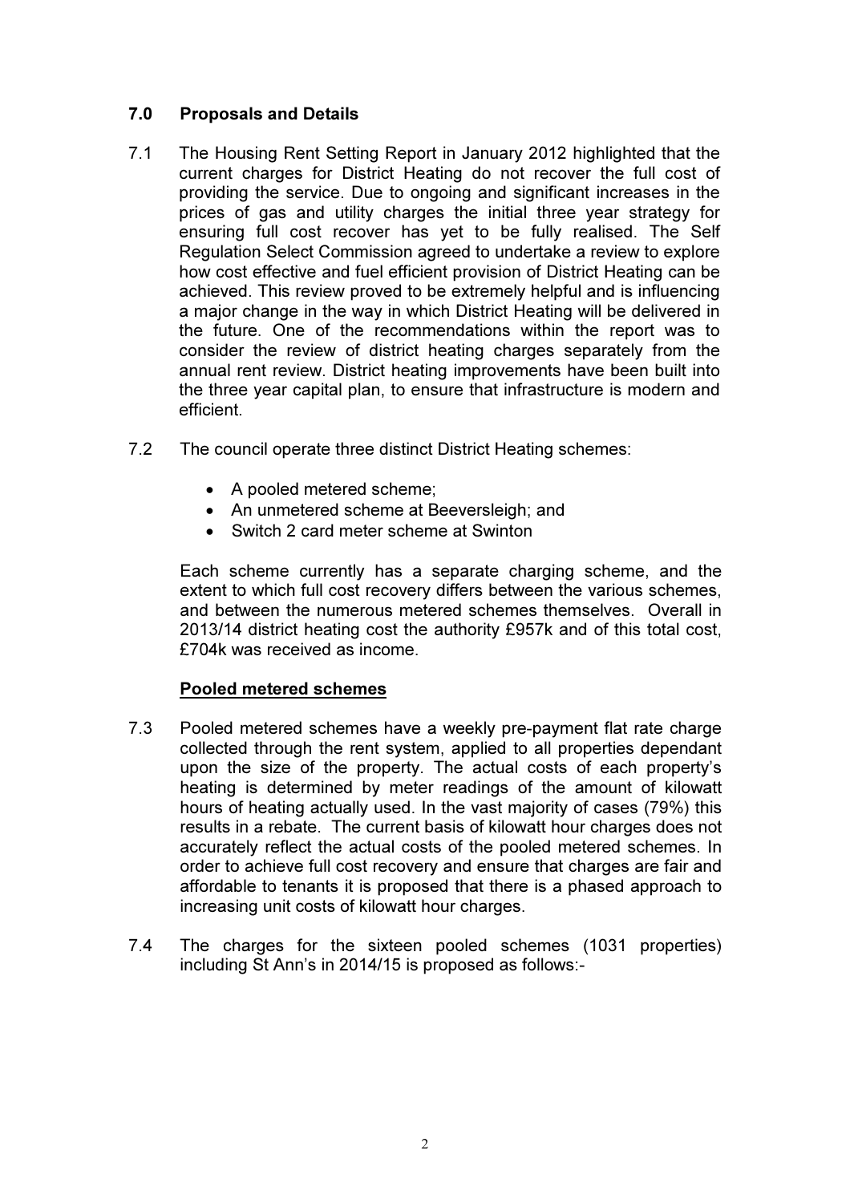## 7.0 Proposals and Details

7.1 The Housing Rent Setting Report in January 2012 highlighted that the current charges for District Heating do not recover the full cost of providing the service. Due to ongoing and significant increases in the prices of gas and utility charges the initial three year strategy for ensuring full cost recover has yet to be fully realised. The Self Regulation Select Commission agreed to undertake a review to explore how cost effective and fuel efficient provision of District Heating can be achieved. This review proved to be extremely helpful and is influencing a major change in the way in which District Heating will be delivered in the future. One of the recommendations within the report was to consider the review of district heating charges separately from the annual rent review. District heating improvements have been built into the three year capital plan, to ensure that infrastructure is modern and efficient.

7.2 The council operate three distinct District Heating schemes:

- A pooled metered scheme;
- An unmetered scheme at Beeversleigh; and
- Switch 2 card meter scheme at Swinton

Each scheme currently has a separate charging scheme, and the extent to which full cost recovery differs between the various schemes, and between the numerous metered schemes themselves. Overall in 2013/14 district heating cost the authority £957k and of this total cost, £704k was received as income.

**Pooled metered schemes**

7.3 Pooled metered schemes have a weekly pre-payment flat rate charge collected through the rent system, applied to all properties dependant upon the size of the property. The actual costs of each property's heating is determined by meter readings of the amount of kilowatt hours of heating actually used. In the vast majority of cases (79%) this results in a rebate. The current basis of kilowatt hour charges does not accurately reflect the actual costs of the pooled metered schemes. In order to achieve full cost recovery and ensure that charges are fair and affordable to tenants it is proposed that there is a phased approach to increasing unit costs of kilowatt hour charges.

7.4 The charges for the sixteen pooled schemes (1031 properties) including St Ann's in 2014/15 is proposed as follows:-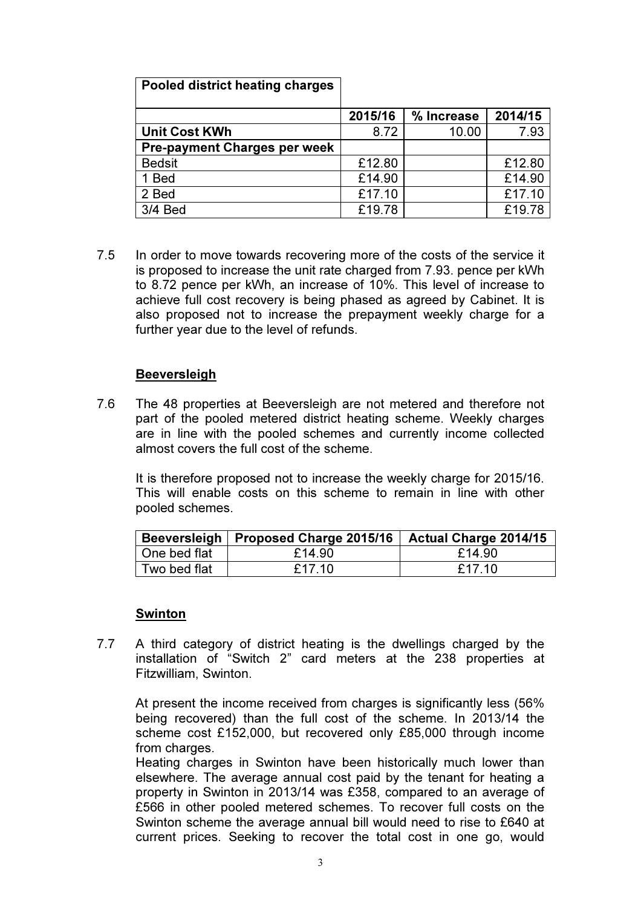| Pooled district heating charges | | | |
|---|---|---|---|
| | **2015/16** | **% Increase** | **2014/15** |
| **Unit Cost KWh** | 8.72 | 10.00 | 7.93 |
| **Pre-payment Charges per week** | | | |
| Bedsit | £12.80 | | £12.80 |
| 1 Bed | £14.90 | | £14.90 |
| 2 Bed | £17.10 | | £17.10 |
| 3/4 Bed | £19.78 | | £19.78 |

7.5 In order to move towards recovering more of the costs of the service it is proposed to increase the unit rate charged from 7.93. pence per kWh to 8.72 pence per kWh, an increase of 10%. This level of increase to achieve full cost recovery is being phased as agreed by Cabinet. It is also proposed not to increase the prepayment weekly charge for a further year due to the level of refunds.

**Beeversleigh**

7.6 The 48 properties at Beeversleigh are not metered and therefore not part of the pooled metered district heating scheme. Weekly charges are in line with the pooled schemes and currently income collected almost covers the full cost of the scheme.

It is therefore proposed not to increase the weekly charge for 2015/16. This will enable costs on this scheme to remain in line with other pooled schemes.

| Beeversleigh | Proposed Charge 2015/16 | Actual Charge 2014/15 |
|---|---|---|
| One bed flat | £14.90 | £14.90 |
| Two bed flat | £17.10 | £17.10 |

**Swinton**

7.7 A third category of district heating is the dwellings charged by the installation of "Switch 2" card meters at the 238 properties at Fitzwilliam, Swinton.

At present the income received from charges is significantly less (56% being recovered) than the full cost of the scheme. In 2013/14 the scheme cost £152,000, but recovered only £85,000 through income from charges.

Heating charges in Swinton have been historically much lower than elsewhere. The average annual cost paid by the tenant for heating a property in Swinton in 2013/14 was £358, compared to an average of £566 in other pooled metered schemes. To recover full costs on the Swinton scheme the average annual bill would need to rise to £640 at current prices. Seeking to recover the total cost in one go, would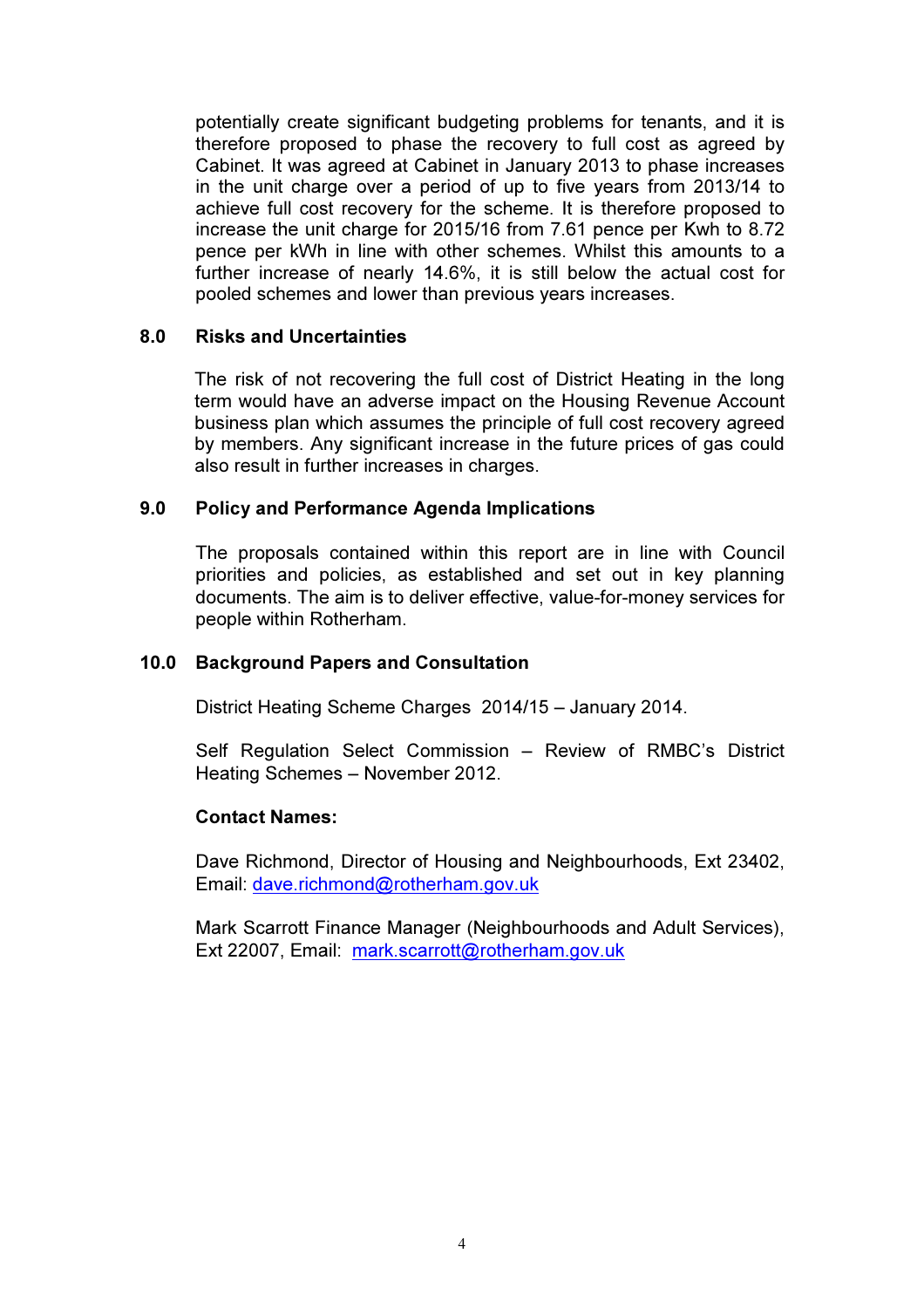potentially create significant budgeting problems for tenants, and it is therefore proposed to phase the recovery to full cost as agreed by Cabinet. It was agreed at Cabinet in January 2013 to phase increases in the unit charge over a period of up to five years from 2013/14 to achieve full cost recovery for the scheme. It is therefore proposed to increase the unit charge for 2015/16 from 7.61 pence per Kwh to 8.72 pence per kWh in line with other schemes. Whilst this amounts to a further increase of nearly 14.6%, it is still below the actual cost for pooled schemes and lower than previous years increases.

## 8.0 Risks and Uncertainties

The risk of not recovering the full cost of District Heating in the long term would have an adverse impact on the Housing Revenue Account business plan which assumes the principle of full cost recovery agreed by members. Any significant increase in the future prices of gas could also result in further increases in charges.

## 9.0 Policy and Performance Agenda Implications

The proposals contained within this report are in line with Council priorities and policies, as established and set out in key planning documents. The aim is to deliver effective, value-for-money services for people within Rotherham.

## 10.0 Background Papers and Consultation

District Heating Scheme Charges 2014/15 – January 2014.

Self Regulation Select Commission – Review of RMBC's District Heating Schemes – November 2012.

**Contact Names:**

Dave Richmond, Director of Housing and Neighbourhoods, Ext 23402, Email: dave.richmond@rotherham.gov.uk

Mark Scarrott Finance Manager (Neighbourhoods and Adult Services), Ext 22007, Email: mark.scarrott@rotherham.gov.uk